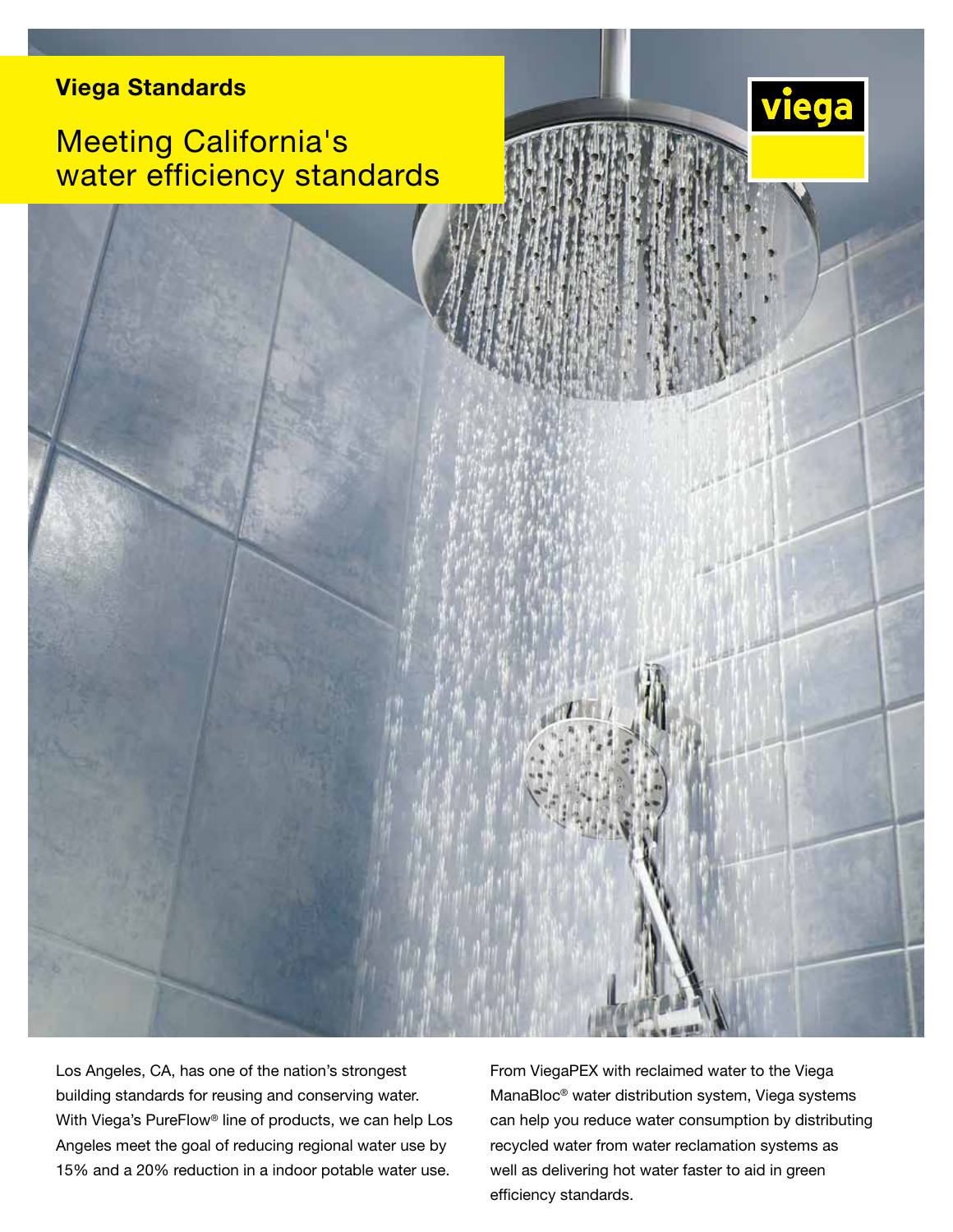**Viega Standards**

# Meeting California's water efficiency standards

Los Angeles, CA, has one of the nation's strongest building standards for reusing and conserving water. With Viega's PureFlow® line of products, we can help Los Angeles meet the goal of reducing regional water use by 15% and a 20% reduction in a indoor potable water use.

From ViegaPEX with reclaimed water to the Viega ManaBloc® water distribution system, Viega systems can help you reduce water consumption by distributing recycled water from water reclamation systems as well as delivering hot water faster to aid in green efficiency standards.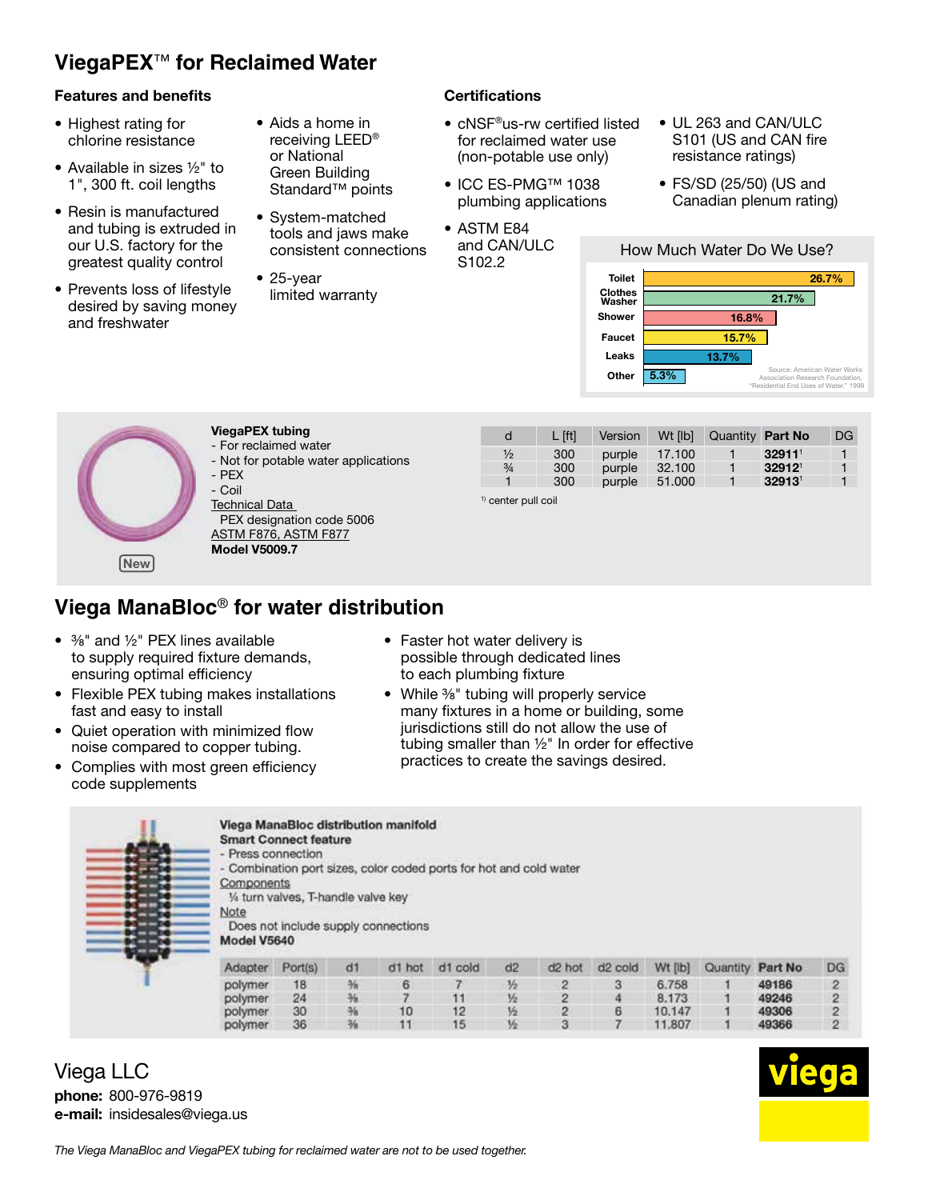# ViegaPEX™ for Reclaimed Water

### Features and benefits

- Highest rating for chlorine resistance
- Available in sizes ½" to 1", 300 ft. coil lengths
- Resin is manufactured and tubing is extruded in our U.S. factory for the greatest quality control
- Prevents loss of lifestyle desired by saving money and freshwater
- Aids a home in receiving LEED® or National Green Building Standard™ points
- System-matched tools and jaws make consistent connections
- 25-year limited warranty

### Certifications

- cNSF®us-rw certified listed for reclaimed water use (non-potable use only)
- ICC ES-PMG™ 1038 plumbing applications
- ASTM E84 and CAN/ULC S102.2
- UL 263 and CAN/ULC S101 (US and CAN fire resistance ratings)
- FS/SD (25/50) (US and Canadian plenum rating)

How Much Water Do We Use?

Toilet 26.7%
Clothes Washer 21.7%
Shower 16.8%
Faucet 15.7%
Leaks 13.7%
Other 5.3%

Source: American Water Works Association Research Foundation, "Residential End Uses of Water," 1999

New

**ViegaPEX tubing**
- For reclaimed water
- Not for potable water applications
- PEX
- Coil

Technical Data
PEX designation code 5006
ASTM F876, ASTM F877
**Model V5009.7**

| d | L [ft] | Version | Wt [lb] | Quantity | Part No | DG |
|---|---|---|---|---|---|---|
| ½ | 300 | purple | 17.100 | 1 | **32911**[1] | 1 |
| ¾ | 300 | purple | 32.100 | 1 | **32912**[1] | 1 |
| 1 | 300 | purple | 51.000 | 1 | **32913**[1] | 1 |

[1] center pull coil

# Viega ManaBloc® for water distribution

- ⅜" and ½" PEX lines available to supply required fixture demands, ensuring optimal efficiency
- Flexible PEX tubing makes installations fast and easy to install
- Quiet operation with minimized flow noise compared to copper tubing.
- Complies with most green efficiency code supplements
- Faster hot water delivery is possible through dedicated lines to each plumbing fixture
- While ⅜" tubing will properly service many fixtures in a home or building, some jurisdictions still do not allow the use of tubing smaller than ½" In order for effective practices to create the savings desired.

**Viega ManaBloc distribution manifold**
**Smart Connect feature**
- Press connection
- Combination port sizes, color coded ports for hot and cold water

Components
¼ turn valves, T-handle valve key

Note
Does not include supply connections

**Model V5640**

| Adapter | Port(s) | d1 | d1 hot | d1 cold | d2 | d2 hot | d2 cold | Wt [lb] | Quantity | Part No | DG |
|---|---|---|---|---|---|---|---|---|---|---|---|
| polymer | 18 | ⅜ | 6 | 7 | ½ | 2 | 3 | 6.758 | 1 | **49186** | 2 |
| polymer | 24 | ⅜ | 7 | 11 | ½ | 2 | 4 | 8.173 | 1 | **49246** | 2 |
| polymer | 30 | ⅜ | 10 | 12 | ½ | 2 | 6 | 10.147 | 1 | **49306** | 2 |
| polymer | 36 | ⅜ | 11 | 15 | ½ | 3 | 7 | 11.807 | 1 | **49366** | 2 |

Viega LLC
**phone:** 800-976-9819
**e-mail:** insidesales@viega.us

viega

*The Viega ManaBloc and ViegaPEX tubing for reclaimed water are not to be used together.*